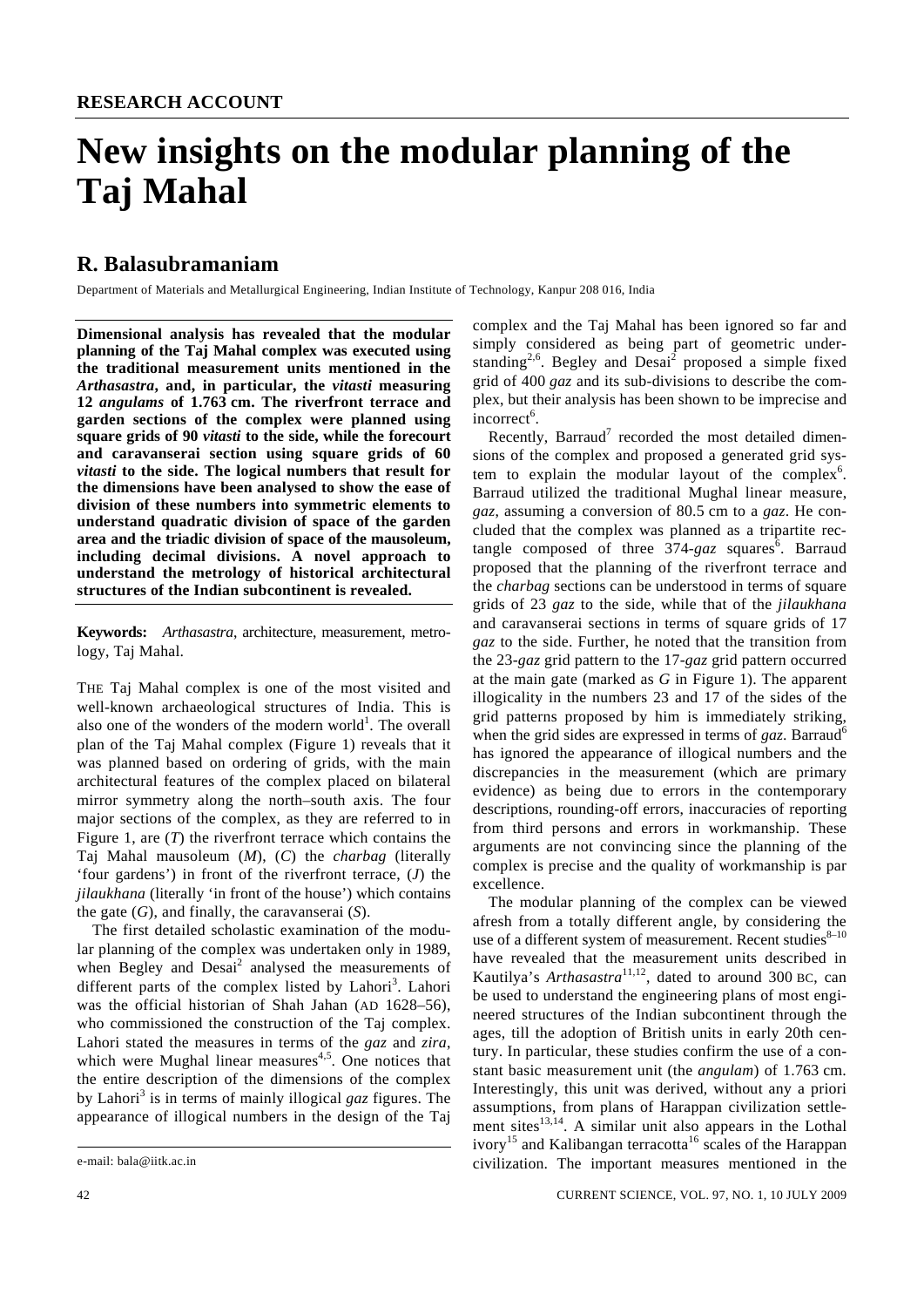RESEARCH ACCOUNT

# New insights on the modular planning of the Taj Mahal

## R. Balasubramaniam

Department of Materials and Metallurgical Engineering, Indian Institute of Technology, Kanpur 208 016, India

**Dimensional analysis has revealed that the modular planning of the Taj Mahal complex was executed using the traditional measurement units mentioned in the *Arthasastra*, and, in particular, the *vitasti* measuring 12 *angulams* of 1.763 cm. The riverfront terrace and garden sections of the complex were planned using square grids of 90 *vitasti* to the side, while the forecourt and caravanserai section using square grids of 60 *vitasti* to the side. The logical numbers that result for the dimensions have been analysed to show the ease of division of these numbers into symmetric elements to understand quadratic division of space of the garden area and the triadic division of space of the mausoleum, including decimal divisions. A novel approach to understand the metrology of historical architectural structures of the Indian subcontinent is revealed.**

**Keywords:** *Arthasastra*, architecture, measurement, metrology, Taj Mahal.

THE Taj Mahal complex is one of the most visited and well-known archaeological structures of India. This is also one of the wonders of the modern world[1]. The overall plan of the Taj Mahal complex (Figure 1) reveals that it was planned based on ordering of grids, with the main architectural features of the complex placed on bilateral mirror symmetry along the north–south axis. The four major sections of the complex, as they are referred to in Figure 1, are (*T*) the riverfront terrace which contains the Taj Mahal mausoleum (*M*), (*C*) the *charbag* (literally 'four gardens') in front of the riverfront terrace, (*J*) the *jilaukhana* (literally 'in front of the house') which contains the gate (*G*), and finally, the caravanserai (*S*).

The first detailed scholastic examination of the modular planning of the complex was undertaken only in 1989, when Begley and Desai[2] analysed the measurements of different parts of the complex listed by Lahori[3]. Lahori was the official historian of Shah Jahan (AD 1628–56), who commissioned the construction of the Taj complex. Lahori stated the measures in terms of the *gaz* and *zira*, which were Mughal linear measures[4,5]. One notices that the entire description of the dimensions of the complex by Lahori[3] is in terms of mainly illogical *gaz* figures. The appearance of illogical numbers in the design of the Taj complex and the Taj Mahal has been ignored so far and simply considered as being part of geometric understanding[2,6]. Begley and Desai[2] proposed a simple fixed grid of 400 *gaz* and its sub-divisions to describe the complex, but their analysis has been shown to be imprecise and incorrect[6].

Recently, Barraud[7] recorded the most detailed dimensions of the complex and proposed a generated grid system to explain the modular layout of the complex[6]. Barraud utilized the traditional Mughal linear measure, *gaz*, assuming a conversion of 80.5 cm to a *gaz*. He concluded that the complex was planned as a tripartite rectangle composed of three 374-*gaz* squares[6]. Barraud proposed that the planning of the riverfront terrace and the *charbag* sections can be understood in terms of square grids of 23 *gaz* to the side, while that of the *jilaukhana* and caravanserai sections in terms of square grids of 17 *gaz* to the side. Further, he noted that the transition from the 23-*gaz* grid pattern to the 17-*gaz* grid pattern occurred at the main gate (marked as *G* in Figure 1). The apparent illogicality in the numbers 23 and 17 of the sides of the grid patterns proposed by him is immediately striking, when the grid sides are expressed in terms of *gaz*. Barraud[6] has ignored the appearance of illogical numbers and the discrepancies in the measurement (which are primary evidence) as being due to errors in the contemporary descriptions, rounding-off errors, inaccuracies of reporting from third persons and errors in workmanship. These arguments are not convincing since the planning of the complex is precise and the quality of workmanship is par excellence.

The modular planning of the complex can be viewed afresh from a totally different angle, by considering the use of a different system of measurement. Recent studies[8–10] have revealed that the measurement units described in Kautilya's *Arthasastra*[11,12], dated to around 300 BC, can be used to understand the engineering plans of most engineered structures of the Indian subcontinent through the ages, till the adoption of British units in early 20th century. In particular, these studies confirm the use of a constant basic measurement unit (the *angulam*) of 1.763 cm. Interestingly, this unit was derived, without any a priori assumptions, from plans of Harappan civilization settlement sites[13,14]. A similar unit also appears in the Lothal ivory[15] and Kalibangan terracotta[16] scales of the Harappan civilization. The important measures mentioned in the

e-mail: bala@iitk.ac.in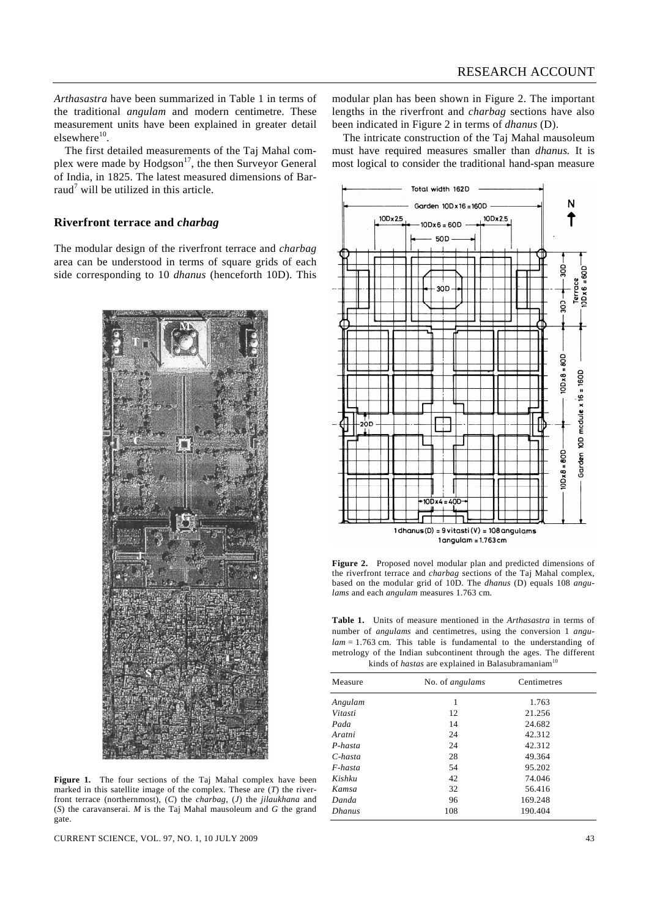*Arthasastra* have been summarized in Table 1 in terms of the traditional *angulam* and modern centimetre. These measurement units have been explained in greater detail elsewhere[10].

The first detailed measurements of the Taj Mahal complex were made by Hodgson[17], the then Surveyor General of India, in 1825. The latest measured dimensions of Barraud[7] will be utilized in this article.

## Riverfront terrace and *charbag*

The modular design of the riverfront terrace and *charbag* area can be understood in terms of square grids of each side corresponding to 10 *dhanus* (henceforth 10D). This modular plan has been shown in Figure 2. The important lengths in the riverfront and *charbag* sections have also been indicated in Figure 2 in terms of *dhanus* (D).

The intricate construction of the Taj Mahal mausoleum must have required measures smaller than *dhanus.* It is most logical to consider the traditional hand-span measure

**Figure 1.** The four sections of the Taj Mahal complex have been marked in this satellite image of the complex. These are (*T*) the riverfront terrace (northernmost), (*C*) the *charbag*, (*J*) the *jilaukhana* and (*S*) the caravanserai. *M* is the Taj Mahal mausoleum and *G* the grand gate.

**Figure 2.** Proposed novel modular plan and predicted dimensions of the riverfront terrace and *charbag* sections of the Taj Mahal complex, based on the modular grid of 10D. The *dhanus* (D) equals 108 *angulams* and each *angulam* measures 1.763 cm.

**Table 1.** Units of measure mentioned in the *Arthasastra* in terms of number of *angulams* and centimetres, using the conversion 1 *angulam* = 1.763 cm. This table is fundamental to the understanding of metrology of the Indian subcontinent through the ages. The different kinds of *hastas* are explained in Balasubramaniam[10]

| Measure | No. of *angulams* | Centimetres |
|---|---|---|
| *Angulam* | 1 | 1.763 |
| *Vitasti* | 12 | 21.256 |
| *Pada* | 14 | 24.682 |
| *Aratni* | 24 | 42.312 |
| *P-hasta* | 24 | 42.312 |
| *C-hasta* | 28 | 49.364 |
| *F-hasta* | 54 | 95.202 |
| *Kishku* | 42 | 74.046 |
| *Kamsa* | 32 | 56.416 |
| *Danda* | 96 | 169.248 |
| *Dhanus* | 108 | 190.404 |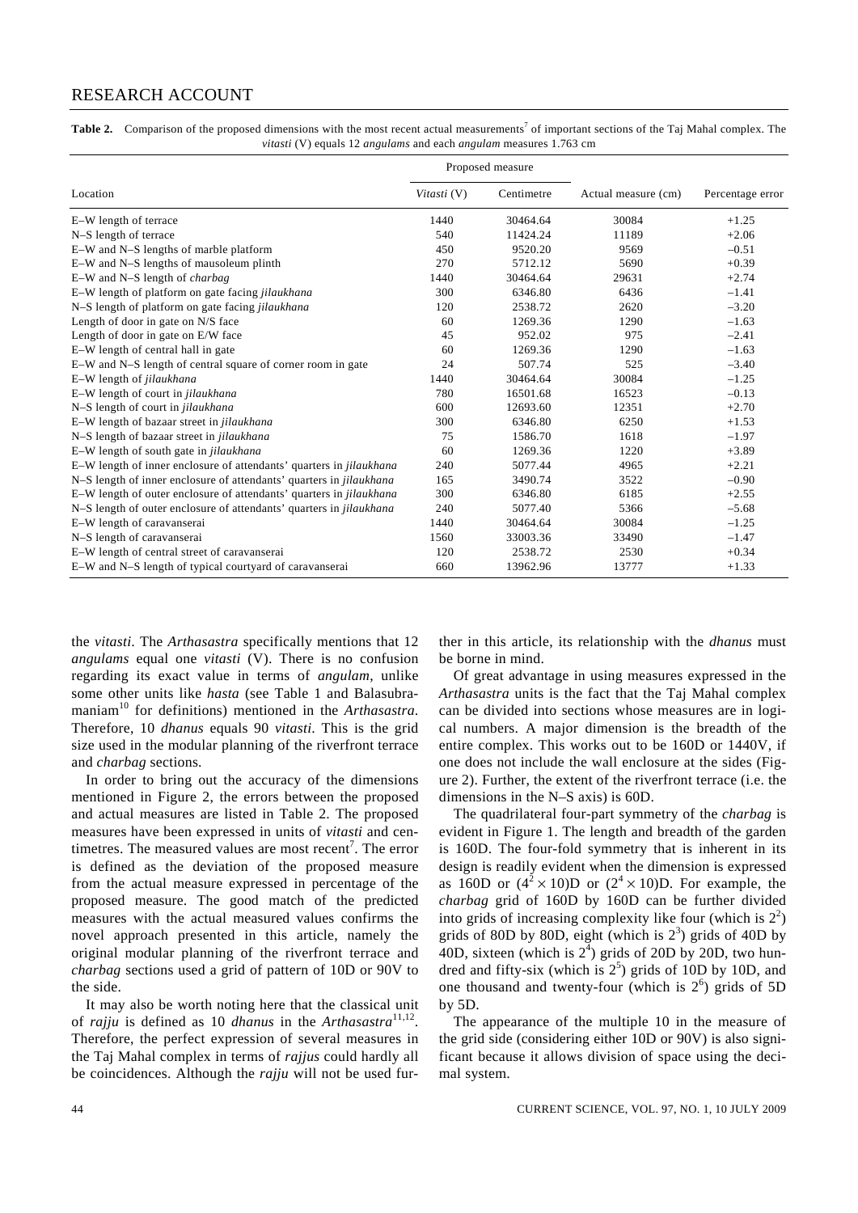**Table 2.** Comparison of the proposed dimensions with the most recent actual measurements[7] of important sections of the Taj Mahal complex. The *vitasti* (V) equals 12 *angulams* and each *angulam* measures 1.763 cm

| Location | Proposed measure | | Actual measure (cm) | Percentage error |
|---|---|---|---|---|
| | *Vitasti* (V) | Centimetre | | |
| E–W length of terrace | 1440 | 30464.64 | 30084 | +1.25 |
| N–S length of terrace | 540 | 11424.24 | 11189 | +2.06 |
| E–W and N–S lengths of marble platform | 450 | 9520.20 | 9569 | –0.51 |
| E–W and N–S lengths of mausoleum plinth | 270 | 5712.12 | 5690 | +0.39 |
| E–W and N–S length of *charbag* | 1440 | 30464.64 | 29631 | +2.74 |
| E–W length of platform on gate facing *jilaukhana* | 300 | 6346.80 | 6436 | –1.41 |
| N–S length of platform on gate facing *jilaukhana* | 120 | 2538.72 | 2620 | –3.20 |
| Length of door in gate on N/S face | 60 | 1269.36 | 1290 | –1.63 |
| Length of door in gate on E/W face | 45 | 952.02 | 975 | –2.41 |
| E–W length of central hall in gate | 60 | 1269.36 | 1290 | –1.63 |
| E–W and N–S length of central square of corner room in gate | 24 | 507.74 | 525 | –3.40 |
| E–W length of *jilaukhana* | 1440 | 30464.64 | 30084 | –1.25 |
| E–W length of court in *jilaukhana* | 780 | 16501.68 | 16523 | –0.13 |
| N–S length of court in *jilaukhana* | 600 | 12693.60 | 12351 | +2.70 |
| E–W length of bazaar street in *jilaukhana* | 300 | 6346.80 | 6250 | +1.53 |
| N–S length of bazaar street in *jilaukhana* | 75 | 1586.70 | 1618 | –1.97 |
| E–W length of south gate in *jilaukhana* | 60 | 1269.36 | 1220 | +3.89 |
| E–W length of inner enclosure of attendants' quarters in *jilaukhana* | 240 | 5077.44 | 4965 | +2.21 |
| N–S length of inner enclosure of attendants' quarters in *jilaukhana* | 165 | 3490.74 | 3522 | –0.90 |
| E–W length of outer enclosure of attendants' quarters in *jilaukhana* | 300 | 6346.80 | 6185 | +2.55 |
| N–S length of outer enclosure of attendants' quarters in *jilaukhana* | 240 | 5077.40 | 5366 | –5.68 |
| E–W length of caravanserai | 1440 | 30464.64 | 30084 | –1.25 |
| N–S length of caravanserai | 1560 | 33003.36 | 33490 | –1.47 |
| E–W length of central street of caravanserai | 120 | 2538.72 | 2530 | +0.34 |
| E–W and N–S length of typical courtyard of caravanserai | 660 | 13962.96 | 13777 | +1.33 |

the *vitasti*. The *Arthasastra* specifically mentions that 12 *angulams* equal one *vitasti* (V). There is no confusion regarding its exact value in terms of *angulam*, unlike some other units like *hasta* (see Table 1 and Balasubramaniam[10] for definitions) mentioned in the *Arthasastra*. Therefore, 10 *dhanus* equals 90 *vitasti*. This is the grid size used in the modular planning of the riverfront terrace and *charbag* sections.

In order to bring out the accuracy of the dimensions mentioned in Figure 2, the errors between the proposed and actual measures are listed in Table 2. The proposed measures have been expressed in units of *vitasti* and centimetres. The measured values are most recent[7]. The error is defined as the deviation of the proposed measure from the actual measure expressed in percentage of the proposed measure. The good match of the predicted measures with the actual measured values confirms the novel approach presented in this article, namely the original modular planning of the riverfront terrace and *charbag* sections used a grid of pattern of 10D or 90V to the side.

It may also be worth noting here that the classical unit of *rajju* is defined as 10 *dhanus* in the *Arthasastra*[11,12]. Therefore, the perfect expression of several measures in the Taj Mahal complex in terms of *rajjus* could hardly all be coincidences. Although the *rajju* will not be used further in this article, its relationship with the *dhanus* must be borne in mind.

Of great advantage in using measures expressed in the *Arthasastra* units is the fact that the Taj Mahal complex can be divided into sections whose measures are in logical numbers. A major dimension is the breadth of the entire complex. This works out to be 160D or 1440V, if one does not include the wall enclosure at the sides (Figure 2). Further, the extent of the riverfront terrace (i.e. the dimensions in the N–S axis) is 60D.

The quadrilateral four-part symmetry of the *charbag* is evident in Figure 1. The length and breadth of the garden is 160D. The four-fold symmetry that is inherent in its design is readily evident when the dimension is expressed as 160D or $(4^2 \times 10)$D or $(2^4 \times 10)$D. For example, the *charbag* grid of 160D by 160D can be further divided into grids of increasing complexity like four (which is $2^2$) grids of 80D by 80D, eight (which is $2^3$) grids of 40D by 40D, sixteen (which is $2^4$) grids of 20D by 20D, two hundred and fifty-six (which is $2^5$) grids of 10D by 10D, and one thousand and twenty-four (which is $2^6$) grids of 5D by 5D.

The appearance of the multiple 10 in the measure of the grid side (considering either 10D or 90V) is also significant because it allows division of space using the decimal system.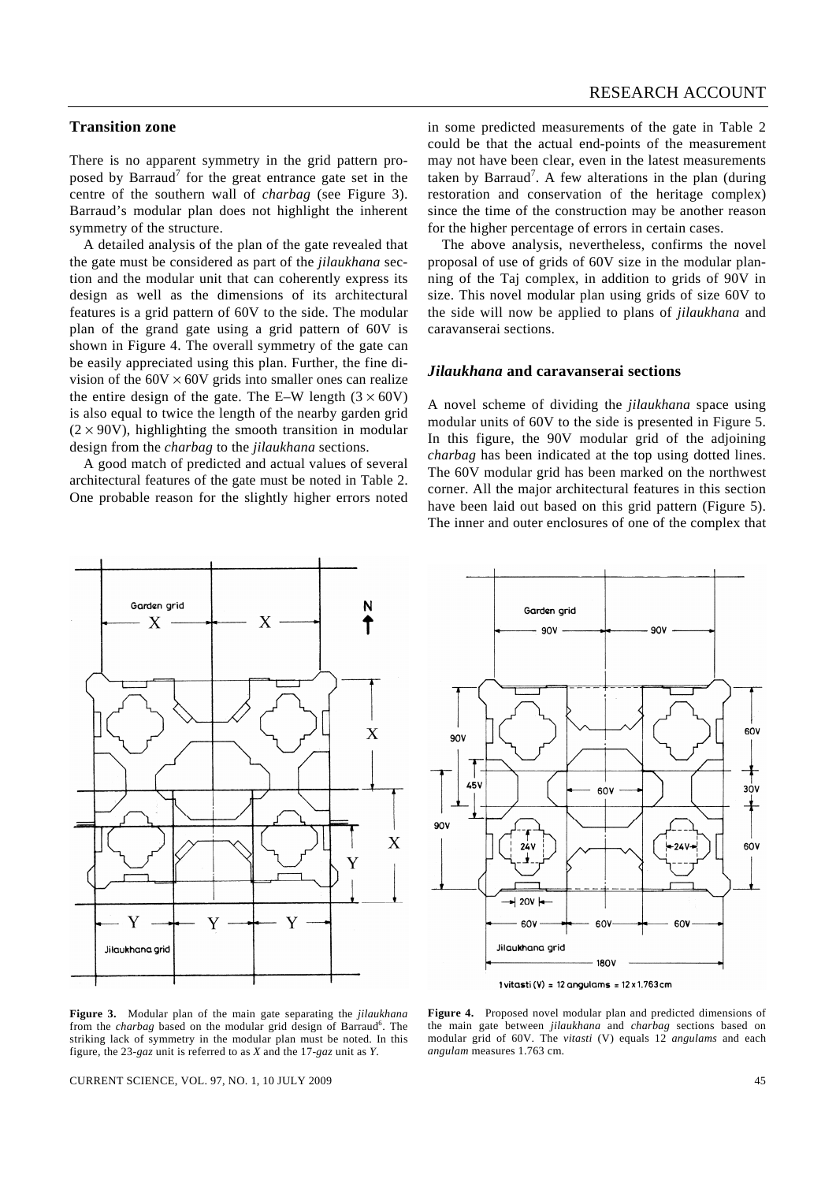## Transition zone

There is no apparent symmetry in the grid pattern proposed by Barraud[7] for the great entrance gate set in the centre of the southern wall of *charbag* (see Figure 3). Barraud's modular plan does not highlight the inherent symmetry of the structure.

A detailed analysis of the plan of the gate revealed that the gate must be considered as part of the *jilaukhana* section and the modular unit that can coherently express its design as well as the dimensions of its architectural features is a grid pattern of 60V to the side. The modular plan of the grand gate using a grid pattern of 60V is shown in Figure 4. The overall symmetry of the gate can be easily appreciated using this plan. Further, the fine division of the $60V \times 60V$ grids into smaller ones can realize the entire design of the gate. The E–W length ($3 \times 60V$) is also equal to twice the length of the nearby garden grid ($2 \times 90V$), highlighting the smooth transition in modular design from the *charbag* to the *jilaukhana* sections.

A good match of predicted and actual values of several architectural features of the gate must be noted in Table 2. One probable reason for the slightly higher errors noted in some predicted measurements of the gate in Table 2 could be that the actual end-points of the measurement may not have been clear, even in the latest measurements taken by Barraud[7]. A few alterations in the plan (during restoration and conservation of the heritage complex) since the time of the construction may be another reason for the higher percentage of errors in certain cases.

The above analysis, nevertheless, confirms the novel proposal of use of grids of 60V size in the modular planning of the Taj complex, in addition to grids of 90V in size. This novel modular plan using grids of size 60V to the side will now be applied to plans of *jilaukhana* and caravanserai sections.

### *Jilaukhana* and caravanserai sections

A novel scheme of dividing the *jilaukhana* space using modular units of 60V to the side is presented in Figure 5. In this figure, the 90V modular grid of the adjoining *charbag* has been indicated at the top using dotted lines. The 60V modular grid has been marked on the northwest corner. All the major architectural features in this section have been laid out based on this grid pattern (Figure 5). The inner and outer enclosures of one of the complex that

**Figure 3.** Modular plan of the main gate separating the *jilaukhana* from the *charbag* based on the modular grid design of Barraud[6]. The striking lack of symmetry in the modular plan must be noted. In this figure, the 23-*gaz* unit is referred to as *X* and the 17-*gaz* unit as *Y*.

**Figure 4.** Proposed novel modular plan and predicted dimensions of the main gate between *jilaukhana* and *charbag* sections based on modular grid of 60V. The *vitasti* (V) equals 12 *angulams* and each *angulam* measures 1.763 cm.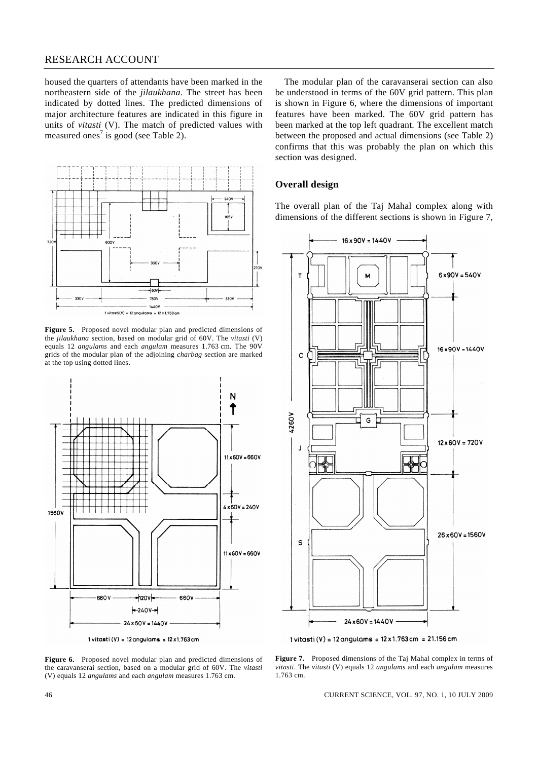housed the quarters of attendants have been marked in the northeastern side of the *jilaukhana*. The street has been indicated by dotted lines. The predicted dimensions of major architecture features are indicated in this figure in units of *vitasti* (V). The match of predicted values with measured ones[7] is good (see Table 2).

**Figure 5.** Proposed novel modular plan and predicted dimensions of the *jilaukhana* section, based on modular grid of 60V. The *vitasti* (V) equals 12 *angulams* and each *angulam* measures 1.763 cm. The 90V grids of the modular plan of the adjoining *charbag* section are marked at the top using dotted lines.

**Figure 6.** Proposed novel modular plan and predicted dimensions of the caravanserai section, based on a modular grid of 60V. The *vitasti* (V) equals 12 *angulams* and each *angulam* measures 1.763 cm.

The modular plan of the caravanserai section can also be understood in terms of the 60V grid pattern. This plan is shown in Figure 6, where the dimensions of important features have been marked. The 60V grid pattern has been marked at the top left quadrant. The excellent match between the proposed and actual dimensions (see Table 2) confirms that this was probably the plan on which this section was designed.

## Overall design

The overall plan of the Taj Mahal complex along with dimensions of the different sections is shown in Figure 7,

**Figure 7.** Proposed dimensions of the Taj Mahal complex in terms of *vitasti*. The *vitasti* (V) equals 12 *angulams* and each *angulam* measures 1.763 cm.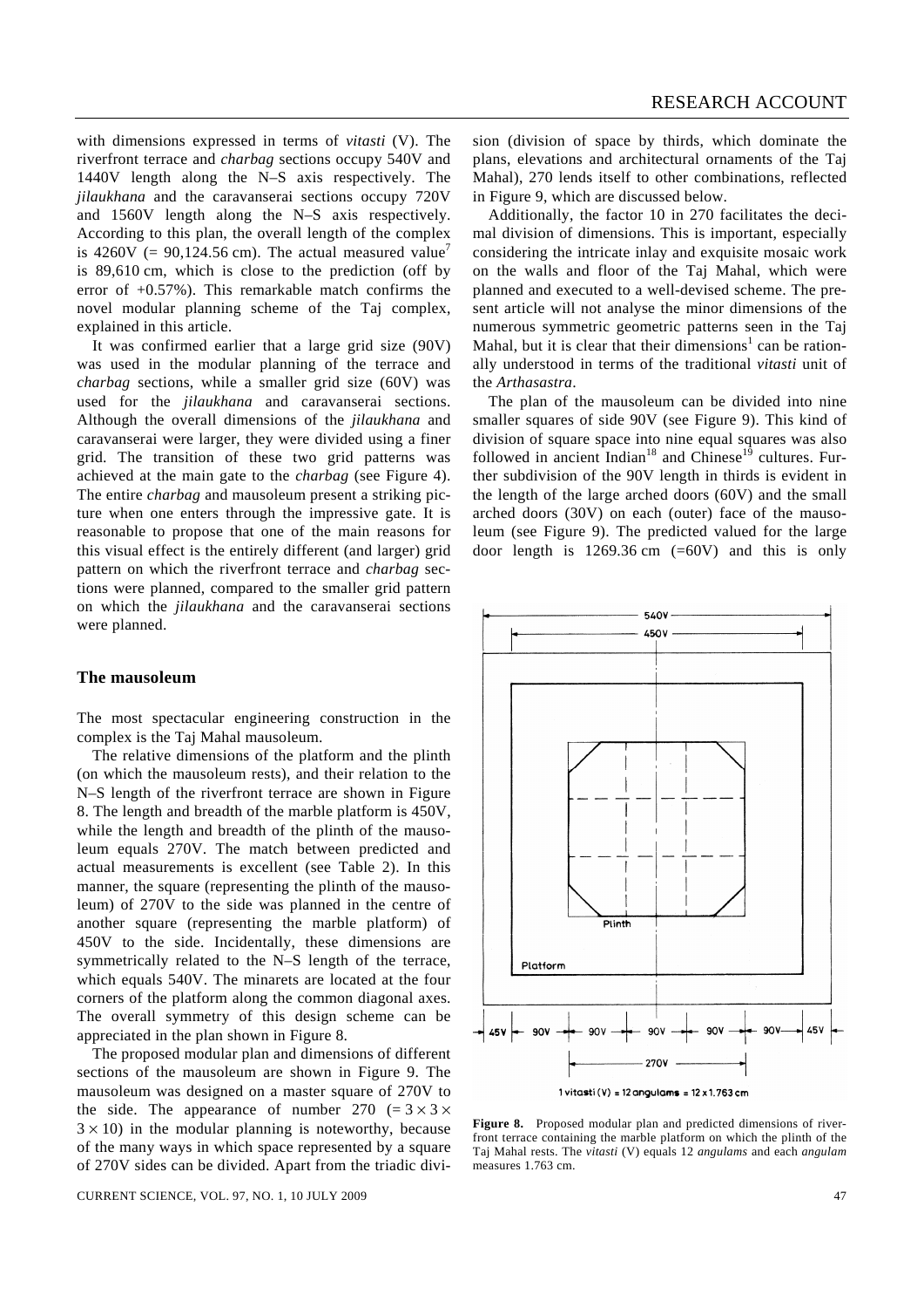with dimensions expressed in terms of *vitasti* (V). The riverfront terrace and *charbag* sections occupy 540V and 1440V length along the N–S axis respectively. The *jilaukhana* and the caravanserai sections occupy 720V and 1560V length along the N–S axis respectively. According to this plan, the overall length of the complex is 4260V (= 90,124.56 cm). The actual measured value[7] is 89,610 cm, which is close to the prediction (off by error of +0.57%). This remarkable match confirms the novel modular planning scheme of the Taj complex, explained in this article.

It was confirmed earlier that a large grid size (90V) was used in the modular planning of the terrace and *charbag* sections, while a smaller grid size (60V) was used for the *jilaukhana* and caravanserai sections. Although the overall dimensions of the *jilaukhana* and caravanserai were larger, they were divided using a finer grid. The transition of these two grid patterns was achieved at the main gate to the *charbag* (see Figure 4). The entire *charbag* and mausoleum present a striking picture when one enters through the impressive gate. It is reasonable to propose that one of the main reasons for this visual effect is the entirely different (and larger) grid pattern on which the riverfront terrace and *charbag* sections were planned, compared to the smaller grid pattern on which the *jilaukhana* and the caravanserai sections were planned.

## The mausoleum

The most spectacular engineering construction in the complex is the Taj Mahal mausoleum.

The relative dimensions of the platform and the plinth (on which the mausoleum rests), and their relation to the N–S length of the riverfront terrace are shown in Figure 8. The length and breadth of the marble platform is 450V, while the length and breadth of the plinth of the mausoleum equals 270V. The match between predicted and actual measurements is excellent (see Table 2). In this manner, the square (representing the plinth of the mausoleum) of 270V to the side was planned in the centre of another square (representing the marble platform) of 450V to the side. Incidentally, these dimensions are symmetrically related to the N–S length of the terrace, which equals 540V. The minarets are located at the four corners of the platform along the common diagonal axes. The overall symmetry of this design scheme can be appreciated in the plan shown in Figure 8.

The proposed modular plan and dimensions of different sections of the mausoleum are shown in Figure 9. The mausoleum was designed on a master square of 270V to the side. The appearance of number 270 ($= 3 \times 3 \times 3 \times 10$) in the modular planning is noteworthy, because of the many ways in which space represented by a square of 270V sides can be divided. Apart from the triadic division (division of space by thirds, which dominate the plans, elevations and architectural ornaments of the Taj Mahal), 270 lends itself to other combinations, reflected in Figure 9, which are discussed below.

Additionally, the factor 10 in 270 facilitates the decimal division of dimensions. This is important, especially considering the intricate inlay and exquisite mosaic work on the walls and floor of the Taj Mahal, which were planned and executed to a well-devised scheme. The present article will not analyse the minor dimensions of the numerous symmetric geometric patterns seen in the Taj Mahal, but it is clear that their dimensions[1] can be rationally understood in terms of the traditional *vitasti* unit of the *Arthasastra*.

The plan of the mausoleum can be divided into nine smaller squares of side 90V (see Figure 9). This kind of division of square space into nine equal squares was also followed in ancient Indian[18] and Chinese[19] cultures. Further subdivision of the 90V length in thirds is evident in the length of the large arched doors (60V) and the small arched doors (30V) on each (outer) face of the mausoleum (see Figure 9). The predicted valued for the large door length is 1269.36 cm (=60V) and this is only

**Figure 8.** Proposed modular plan and predicted dimensions of riverfront terrace containing the marble platform on which the plinth of the Taj Mahal rests. The *vitasti* (V) equals 12 *angulams* and each *angulam* measures 1.763 cm.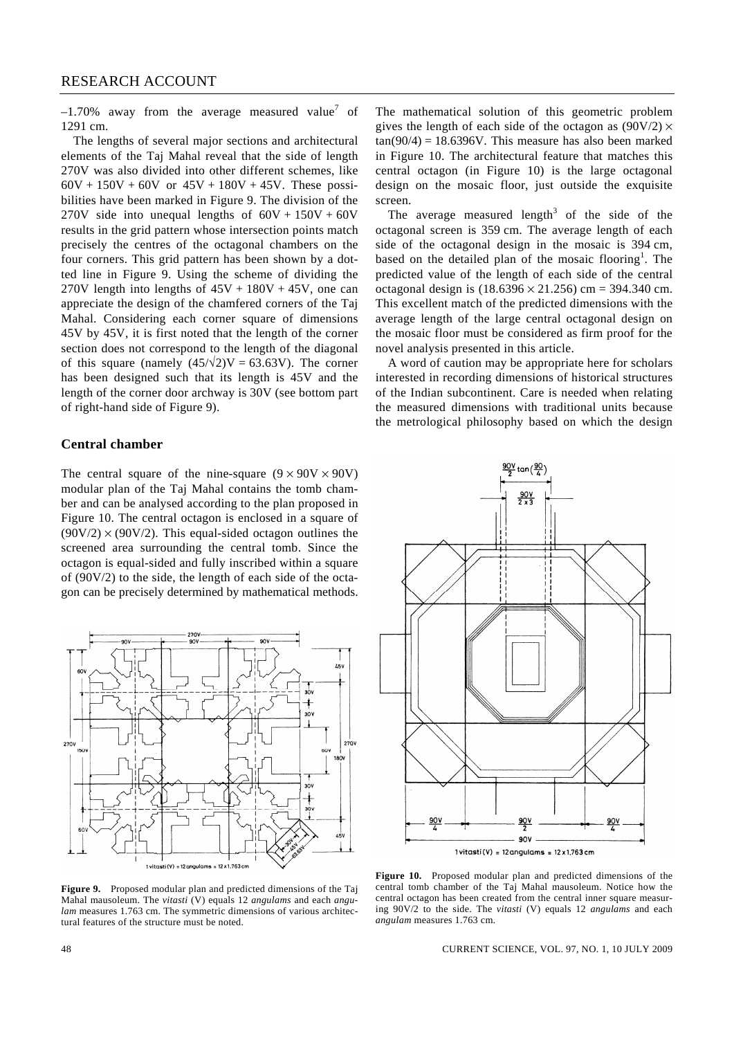–1.70% away from the average measured value[7] of 1291 cm.

The lengths of several major sections and architectural elements of the Taj Mahal reveal that the side of length 270V was also divided into other different schemes, like $60V + 150V + 60V$ or $45V + 180V + 45V$. These possibilities have been marked in Figure 9. The division of the 270V side into unequal lengths of $60V + 150V + 60V$ results in the grid pattern whose intersection points match precisely the centres of the octagonal chambers on the four corners. This grid pattern has been shown by a dotted line in Figure 9. Using the scheme of dividing the 270V length into lengths of $45V + 180V + 45V$, one can appreciate the design of the chamfered corners of the Taj Mahal. Considering each corner square of dimensions 45V by 45V, it is first noted that the length of the corner section does not correspond to the length of the diagonal of this square (namely $(45/\sqrt{2})V = 63.63V$). The corner has been designed such that its length is 45V and the length of the corner door archway is 30V (see bottom part of right-hand side of Figure 9).

## Central chamber

The central square of the nine-square ($9 \times 90V \times 90V$) modular plan of the Taj Mahal contains the tomb chamber and can be analysed according to the plan proposed in Figure 10. The central octagon is enclosed in a square of $(90V/2) \times (90V/2)$. This equal-sided octagon outlines the screened area surrounding the central tomb. Since the octagon is equal-sided and fully inscribed within a square of $(90V/2)$ to the side, the length of each side of the octagon can be precisely determined by mathematical methods. The mathematical solution of this geometric problem gives the length of each side of the octagon as $(90V/2) \times \tan(90/4) = 18.6396V$. This measure has also been marked in Figure 10. The architectural feature that matches this central octagon (in Figure 10) is the large octagonal design on the mosaic floor, just outside the exquisite screen.

The average measured length[3] of the side of the octagonal screen is 359 cm. The average length of each side of the octagonal design in the mosaic is 394 cm, based on the detailed plan of the mosaic flooring[1]. The predicted value of the length of each side of the central octagonal design is $(18.6396 \times 21.256)$ cm = 394.340 cm. This excellent match of the predicted dimensions with the average length of the large central octagonal design on the mosaic floor must be considered as firm proof for the novel analysis presented in this article.

A word of caution may be appropriate here for scholars interested in recording dimensions of historical structures of the Indian subcontinent. Care is needed when relating the measured dimensions with traditional units because the metrological philosophy based on which the design

**Figure 9.** Proposed modular plan and predicted dimensions of the Taj Mahal mausoleum. The *vitasti* (V) equals 12 *angulams* and each *angulam* measures 1.763 cm. The symmetric dimensions of various architectural features of the structure must be noted.

**Figure 10.** Proposed modular plan and predicted dimensions of the central tomb chamber of the Taj Mahal mausoleum. Notice how the central octagon has been created from the central inner square measuring 90V/2 to the side. The *vitasti* (V) equals 12 *angulams* and each *angulam* measures 1.763 cm.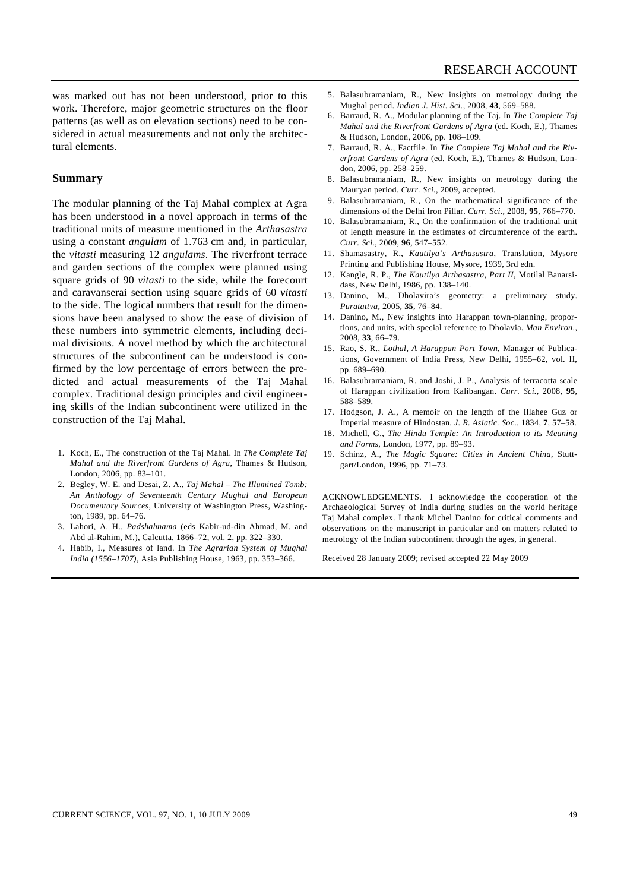was marked out has not been understood, prior to this work. Therefore, major geometric structures on the floor patterns (as well as on elevation sections) need to be considered in actual measurements and not only the architectural elements.

## Summary

The modular planning of the Taj Mahal complex at Agra has been understood in a novel approach in terms of the traditional units of measure mentioned in the *Arthasastra* using a constant *angulam* of 1.763 cm and, in particular, the *vitasti* measuring 12 *angulams*. The riverfront terrace and garden sections of the complex were planned using square grids of 90 *vitasti* to the side, while the forecourt and caravanserai section using square grids of 60 *vitasti* to the side. The logical numbers that result for the dimensions have been analysed to show the ease of division of these numbers into symmetric elements, including decimal divisions. A novel method by which the architectural structures of the subcontinent can be understood is confirmed by the low percentage of errors between the predicted and actual measurements of the Taj Mahal complex. Traditional design principles and civil engineering skills of the Indian subcontinent were utilized in the construction of the Taj Mahal.

1. Koch, E., The construction of the Taj Mahal. In *The Complete Taj Mahal and the Riverfront Gardens of Agra*, Thames & Hudson, London, 2006, pp. 83–101.
2. Begley, W. E. and Desai, Z. A., *Taj Mahal – The Illumined Tomb: An Anthology of Seventeenth Century Mughal and European Documentary Sources*, University of Washington Press, Washington, 1989, pp. 64–76.
3. Lahori, A. H., *Padshahnama* (eds Kabir-ud-din Ahmad, M. and Abd al-Rahim, M.), Calcutta, 1866–72, vol. 2, pp. 322–330.
4. Habib, I., Measures of land. In *The Agrarian System of Mughal India (1556–1707)*, Asia Publishing House, 1963, pp. 353–366.
5. Balasubramaniam, R., New insights on metrology during the Mughal period. *Indian J. Hist. Sci.*, 2008, **43**, 569–588.
6. Barraud, R. A., Modular planning of the Taj. In *The Complete Taj Mahal and the Riverfront Gardens of Agra* (ed. Koch, E.), Thames & Hudson, London, 2006, pp. 108–109.
7. Barraud, R. A., Factfile. In *The Complete Taj Mahal and the Riverfront Gardens of Agra* (ed. Koch, E.), Thames & Hudson, London, 2006, pp. 258–259.
8. Balasubramaniam, R., New insights on metrology during the Mauryan period. *Curr. Sci.*, 2009, accepted.
9. Balasubramaniam, R., On the mathematical significance of the dimensions of the Delhi Iron Pillar. *Curr. Sci.*, 2008, **95**, 766–770.
10. Balasubramaniam, R., On the confirmation of the traditional unit of length measure in the estimates of circumference of the earth. *Curr. Sci.*, 2009, **96**, 547–552.
11. Shamasastry, R., *Kautilya's Arthasastra*, Translation, Mysore Printing and Publishing House, Mysore, 1939, 3rd edn.
12. Kangle, R. P., *The Kautilya Arthasastra, Part II*, Motilal Banarsidass, New Delhi, 1986, pp. 138–140.
13. Danino, M., Dholavira's geometry: a preliminary study. *Puratattva*, 2005, **35**, 76–84.
14. Danino, M., New insights into Harappan town-planning, proportions, and units, with special reference to Dholavia. *Man Environ.*, 2008, **33**, 66–79.
15. Rao, S. R., *Lothal, A Harappan Port Town*, Manager of Publications, Government of India Press, New Delhi, 1955–62, vol. II, pp. 689–690.
16. Balasubramaniam, R. and Joshi, J. P., Analysis of terracotta scale of Harappan civilization from Kalibangan. *Curr. Sci.*, 2008, **95**, 588–589.
17. Hodgson, J. A., A memoir on the length of the Illahee Guz or Imperial measure of Hindostan. *J. R. Asiatic. Soc.*, 1834, **7**, 57–58.
18. Michell, G., *The Hindu Temple: An Introduction to its Meaning and Forms*, London, 1977, pp. 89–93.
19. Schinz, A., *The Magic Square: Cities in Ancient China*, Stuttgart/London, 1996, pp. 71–73.

ACKNOWLEDGEMENTS. I acknowledge the cooperation of the Archaeological Survey of India during studies on the world heritage Taj Mahal complex. I thank Michel Danino for critical comments and observations on the manuscript in particular and on matters related to metrology of the Indian subcontinent through the ages, in general.

Received 28 January 2009; revised accepted 22 May 2009